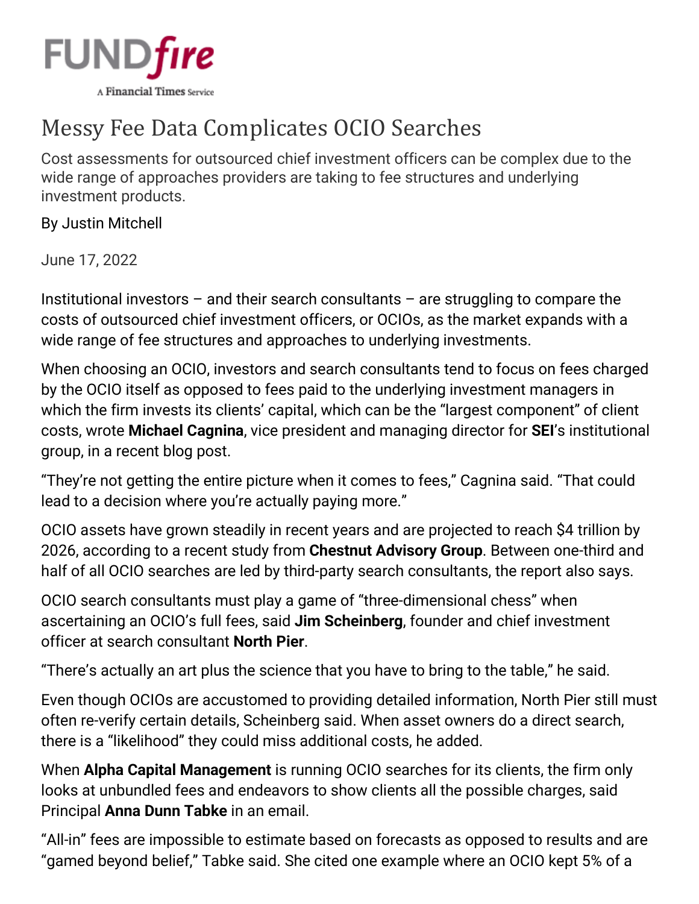# Messy Fee Data Complicates OCIO Searches

Cost assessments for outsourced chief investment officers can be complex due to the wide range of approaches providers are taking to fee structures and underlying investment products.

By Justin Mitchell

June 17, 2022

Institutional investors – and their search consultants – are struggling to compare the costs of outsourced chief investment officers, or OCIOs, as the market expands with a wide range of fee structures and approaches to underlying investments.

When choosing an OCIO, investors and search consultants tend to focus on fees charged by the OCIO itself as opposed to fees paid to the underlying investment managers in which the firm invests its clients' capital, which can be the "largest component" of client costs, wrote **Michael Cagnina**, vice president and managing director for **SEI**'s institutional group, in a recent blog post.

"They're not getting the entire picture when it comes to fees," Cagnina said. "That could lead to a decision where you're actually paying more."

OCIO assets have grown steadily in recent years and are projected to reach $4 trillion by 2026, according to a recent study from **Chestnut Advisory Group**. Between one-third and half of all OCIO searches are led by third-party search consultants, the report also says.

OCIO search consultants must play a game of "three-dimensional chess" when ascertaining an OCIO's full fees, said **Jim Scheinberg**, founder and chief investment officer at search consultant **North Pier**.

"There's actually an art plus the science that you have to bring to the table," he said.

Even though OCIOs are accustomed to providing detailed information, North Pier still must often re-verify certain details, Scheinberg said. When asset owners do a direct search, there is a "likelihood" they could miss additional costs, he added.

When **Alpha Capital Management** is running OCIO searches for its clients, the firm only looks at unbundled fees and endeavors to show clients all the possible charges, said Principal **Anna Dunn Tabke** in an email.

"All-in" fees are impossible to estimate based on forecasts as opposed to results and are "gamed beyond belief," Tabke said. She cited one example where an OCIO kept 5% of a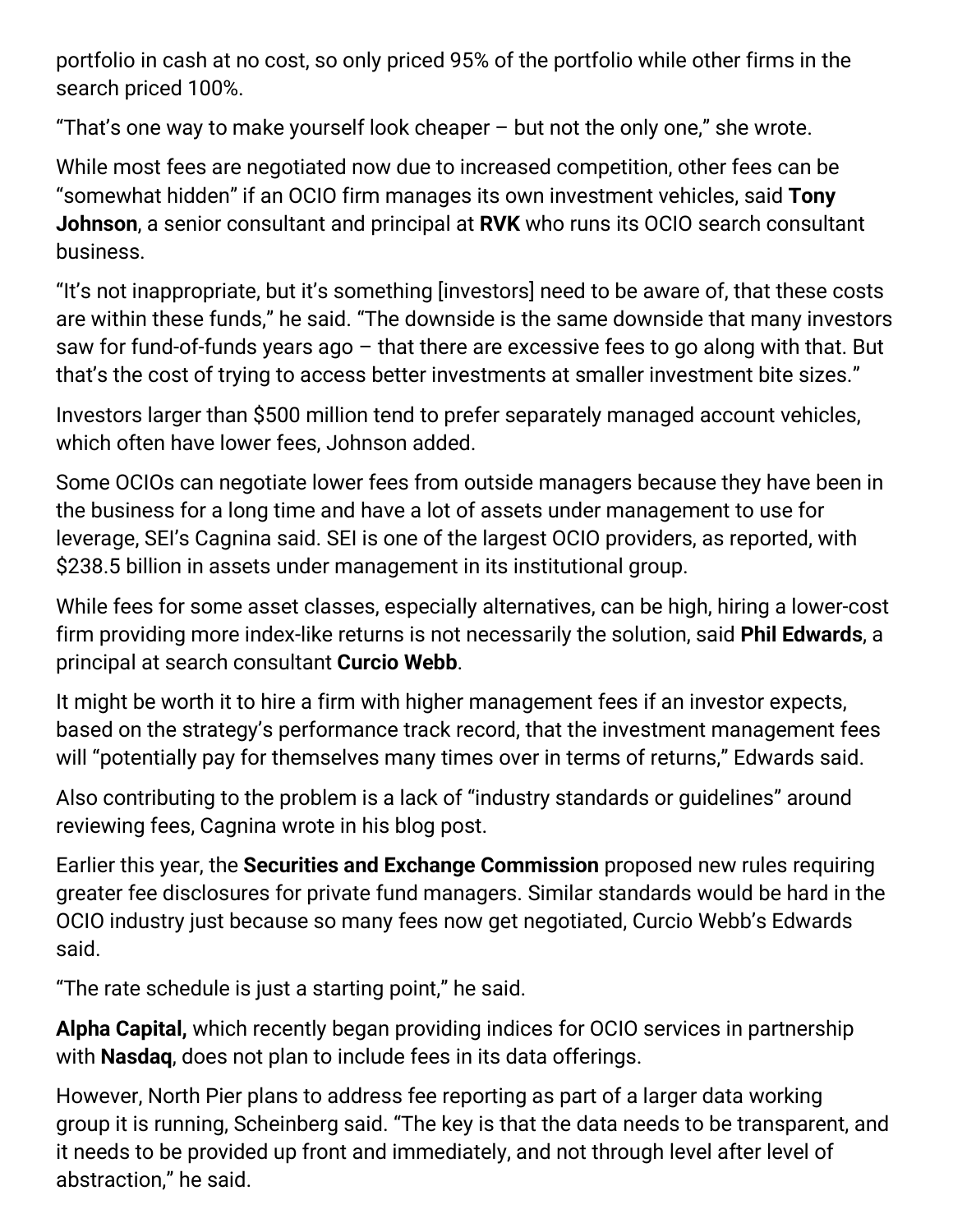portfolio in cash at no cost, so only priced 95% of the portfolio while other firms in the search priced 100%.

"That's one way to make yourself look cheaper – but not the only one," she wrote.

While most fees are negotiated now due to increased competition, other fees can be "somewhat hidden" if an OCIO firm manages its own investment vehicles, said **Tony Johnson**, a senior consultant and principal at **RVK** who runs its OCIO search consultant business.

"It's not inappropriate, but it's something [investors] need to be aware of, that these costs are within these funds," he said. "The downside is the same downside that many investors saw for fund-of-funds years ago – that there are excessive fees to go along with that. But that's the cost of trying to access better investments at smaller investment bite sizes."

Investors larger than $500 million tend to prefer separately managed account vehicles, which often have lower fees, Johnson added.

Some OCIOs can negotiate lower fees from outside managers because they have been in the business for a long time and have a lot of assets under management to use for leverage, SEI's Cagnina said. SEI is one of the largest OCIO providers, as reported, with $238.5 billion in assets under management in its institutional group.

While fees for some asset classes, especially alternatives, can be high, hiring a lower-cost firm providing more index-like returns is not necessarily the solution, said **Phil Edwards**, a principal at search consultant **Curcio Webb**.

It might be worth it to hire a firm with higher management fees if an investor expects, based on the strategy's performance track record, that the investment management fees will "potentially pay for themselves many times over in terms of returns," Edwards said.

Also contributing to the problem is a lack of "industry standards or guidelines" around reviewing fees, Cagnina wrote in his blog post.

Earlier this year, the **Securities and Exchange Commission** proposed new rules requiring greater fee disclosures for private fund managers. Similar standards would be hard in the OCIO industry just because so many fees now get negotiated, Curcio Webb's Edwards said.

"The rate schedule is just a starting point," he said.

**Alpha Capital,** which recently began providing indices for OCIO services in partnership with **Nasdaq**, does not plan to include fees in its data offerings.

However, North Pier plans to address fee reporting as part of a larger data working group it is running, Scheinberg said. "The key is that the data needs to be transparent, and it needs to be provided up front and immediately, and not through level after level of abstraction," he said.